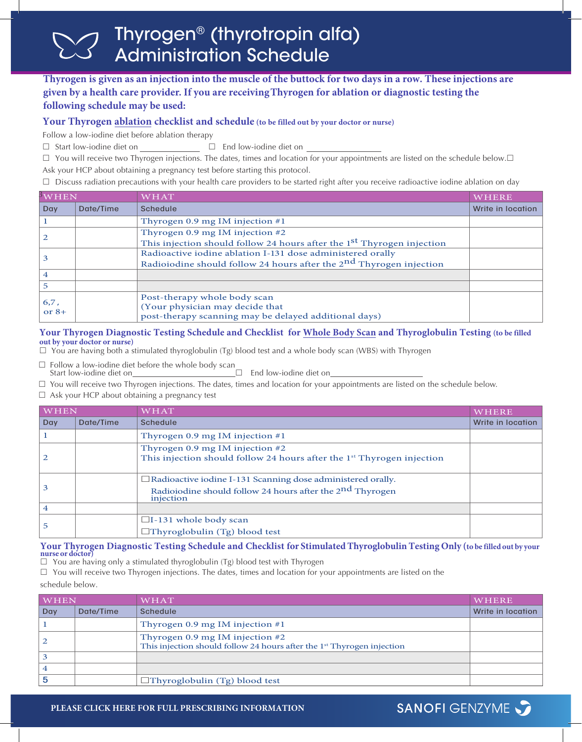# Thyrogen® (thyrotropin alfa) Administration Schedule

**Thyrogen is given as an injection into the muscle of the buttock for two days in a row. These injections are given by a health care provider. If you are receiving Thyrogen for ablation or diagnostic testing the following schedule may be used:**

## Your Thyrogen ablation checklist and schedule (to be filled out by your doctor or nurse)

Follow a low-iodine diet before ablation therapy

☐ Start low-iodine diet on ______________ ☐ End low-iodine diet on ________________

☐ You will receive two Thyrogen injections. The dates, times and location for your appointments are listed on the schedule below.☐ Ask your HCP about obtaining a pregnancy test before starting this protocol.

☐ Discuss radiation precautions with your health care providers to be started right after you receive radioactive iodine ablation on day 3

| WHEN | | WHAT | WHERE |
|---|---|---|---|
| Day | Date/Time | Schedule | Write in location |
| 1 | | Thyrogen 0.9 mg IM injection #1 | |
| 2 | | Thyrogen 0.9 mg IM injection #2<br>This injection should follow 24 hours after the 1st Thyrogen injection | |
| 3 | | Radioactive iodine ablation I-131 dose administered orally<br>Radioiodine should follow 24 hours after the 2nd Thyrogen injection | |
| 4 | | | |
| 5 | | | |
| 6,7, or 8+ | | Post-therapy whole body scan<br>(Your physician may decide that post-therapy scanning may be delayed additional days) | |

## Your Thyrogen Diagnostic Testing Schedule and Checklist for Whole Body Scan and Thyroglobulin Testing (to be filled out by your doctor or nurse)

☐ You are having both a stimulated thyroglobulin (Tg) blood test and a whole body scan (WBS) with Thyrogen

☐ Follow a low-iodine diet before the whole body scan
Start low-iodine diet on______________________☐ End low-iodine diet on____________________

☐ You will receive two Thyrogen injections. The dates, times and location for your appointments are listed on the schedule below.

☐ Ask your HCP about obtaining a pregnancy test

| WHEN | | WHAT | WHERE |
|---|---|---|---|
| Day | Date/Time | Schedule | Write in location |
| 1 | | Thyrogen 0.9 mg IM injection #1 | |
| 2 | | Thyrogen 0.9 mg IM injection #2<br>This injection should follow 24 hours after the 1st Thyrogen injection | |
| 3 | | ☐Radioactive iodine I-131 Scanning dose administered orally.<br>Radioiodine should follow 24 hours after the 2nd Thyrogen injection | |
| 4 | | | |
| 5 | | ☐I-131 whole body scan<br>☐Thyroglobulin (Tg) blood test | |

## Your Thyrogen Diagnostic Testing Schedule and Checklist for Stimulated Thyroglobulin Testing Only (to be filled out by your nurse or doctor)

☐ You are having only a stimulated thyroglobulin (Tg) blood test with Thyrogen

☐ You will receive two Thyrogen injections. The dates, times and location for your appointments are listed on the schedule below.

| WHEN | | WHAT | WHERE |
|---|---|---|---|
| Day | Date/Time | Schedule | Write in location |
| 1 | | Thyrogen 0.9 mg IM injection #1 | |
| 2 | | Thyrogen 0.9 mg IM injection #2<br>This injection should follow 24 hours after the 1st Thyrogen injection | |
| 3 | | | |
| 4 | | | |
| 5 | | ☐Thyroglobulin (Tg) blood test | |

**PLEASE CLICK HERE FOR FULL PRESCRIBING INFORMATION**

SANOFI GENZYME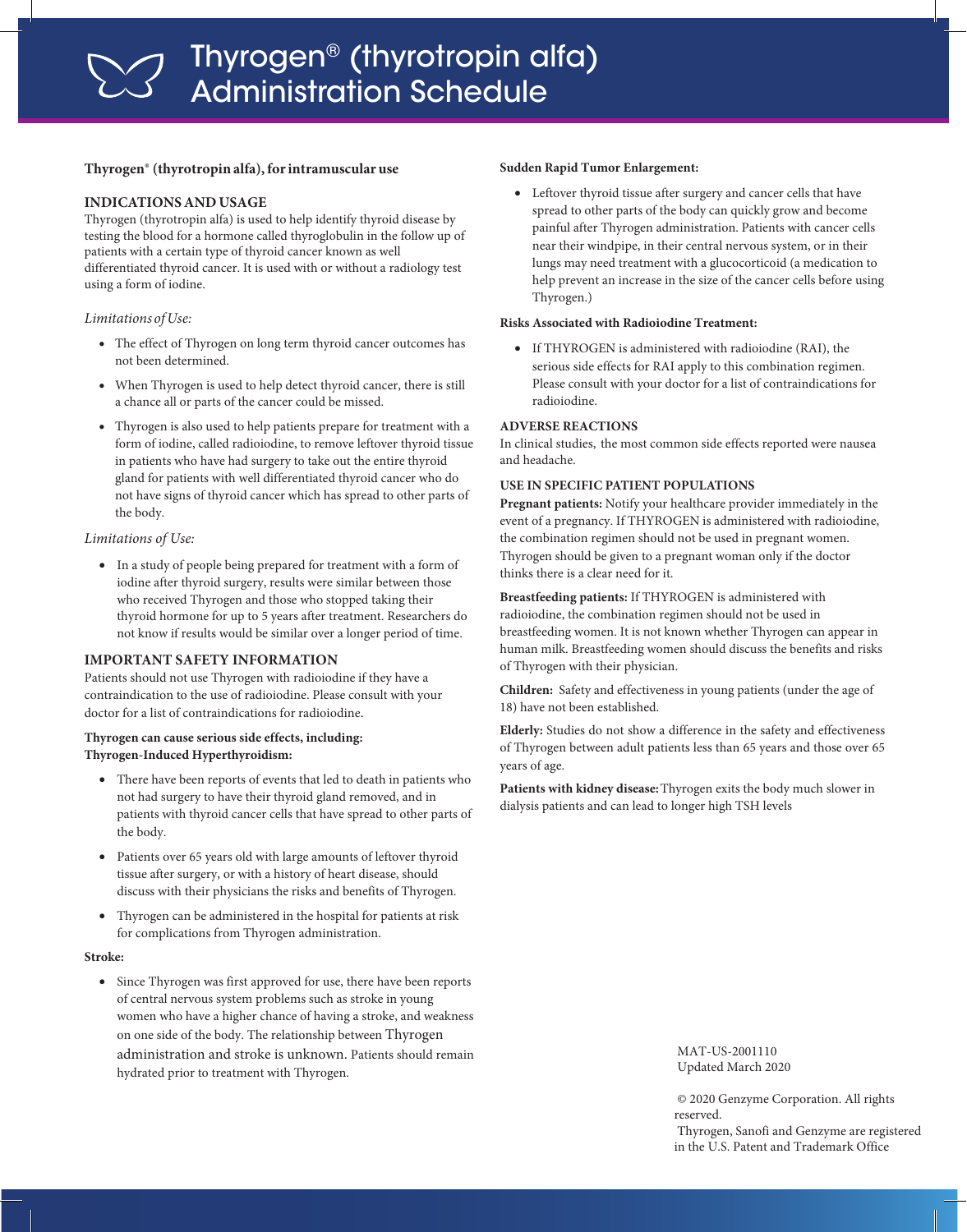# Thyrogen® (thyrotropin alfa) Administration Schedule

**Thyrogen® (thyrotropin alfa), for intramuscular use**

## INDICATIONS AND USAGE

Thyrogen (thyrotropin alfa) is used to help identify thyroid disease by testing the blood for a hormone called thyroglobulin in the follow up of patients with a certain type of thyroid cancer known as well differentiated thyroid cancer. It is used with or without a radiology test using a form of iodine.

*Limitations of Use:*

- The effect of Thyrogen on long term thyroid cancer outcomes has not been determined.
- When Thyrogen is used to help detect thyroid cancer, there is still a chance all or parts of the cancer could be missed.
- Thyrogen is also used to help patients prepare for treatment with a form of iodine, called radioiodine, to remove leftover thyroid tissue in patients who have had surgery to take out the entire thyroid gland for patients with well differentiated thyroid cancer who do not have signs of thyroid cancer which has spread to other parts of the body.

*Limitations of Use:*

- In a study of people being prepared for treatment with a form of iodine after thyroid surgery, results were similar between those who received Thyrogen and those who stopped taking their thyroid hormone for up to 5 years after treatment. Researchers do not know if results would be similar over a longer period of time.

## IMPORTANT SAFETY INFORMATION

Patients should not use Thyrogen with radioiodine if they have a contraindication to the use of radioiodine. Please consult with your doctor for a list of contraindications for radioiodine.

**Thyrogen can cause serious side effects, including:**
**Thyrogen-Induced Hyperthyroidism:**

- There have been reports of events that led to death in patients who not had surgery to have their thyroid gland removed, and in patients with thyroid cancer cells that have spread to other parts of the body.
- Patients over 65 years old with large amounts of leftover thyroid tissue after surgery, or with a history of heart disease, should discuss with their physicians the risks and benefits of Thyrogen.
- Thyrogen can be administered in the hospital for patients at risk for complications from Thyrogen administration.

**Stroke:**

- Since Thyrogen was first approved for use, there have been reports of central nervous system problems such as stroke in young women who have a higher chance of having a stroke, and weakness on one side of the body. The relationship between Thyrogen administration and stroke is unknown. Patients should remain hydrated prior to treatment with Thyrogen.

**Sudden Rapid Tumor Enlargement:**

- Leftover thyroid tissue after surgery and cancer cells that have spread to other parts of the body can quickly grow and become painful after Thyrogen administration. Patients with cancer cells near their windpipe, in their central nervous system, or in their lungs may need treatment with a glucocorticoid (a medication to help prevent an increase in the size of the cancer cells before using Thyrogen.)

**Risks Associated with Radioiodine Treatment:**

- If THYROGEN is administered with radioiodine (RAI), the serious side effects for RAI apply to this combination regimen. Please consult with your doctor for a list of contraindications for radioiodine.

## ADVERSE REACTIONS

In clinical studies, the most common side effects reported were nausea and headache.

## USE IN SPECIFIC PATIENT POPULATIONS

**Pregnant patients:** Notify your healthcare provider immediately in the event of a pregnancy. If THYROGEN is administered with radioiodine, the combination regimen should not be used in pregnant women. Thyrogen should be given to a pregnant woman only if the doctor thinks there is a clear need for it.

**Breastfeeding patients:** If THYROGEN is administered with radioiodine, the combination regimen should not be used in breastfeeding women. It is not known whether Thyrogen can appear in human milk. Breastfeeding women should discuss the benefits and risks of Thyrogen with their physician.

**Children:** Safety and effectiveness in young patients (under the age of 18) have not been established.

**Elderly:** Studies do not show a difference in the safety and effectiveness of Thyrogen between adult patients less than 65 years and those over 65 years of age.

**Patients with kidney disease:** Thyrogen exits the body much slower in dialysis patients and can lead to longer high TSH levels

MAT-US-2001110
Updated March 2020

© 2020 Genzyme Corporation. All rights reserved.
Thyrogen, Sanofi and Genzyme are registered in the U.S. Patent and Trademark Office